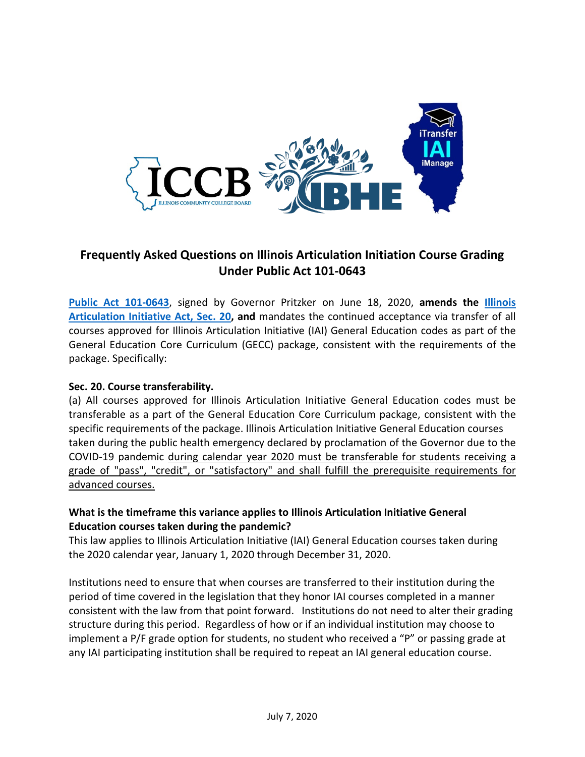# Frequently Asked Questions on Illinois Articulation Initiation Course Grading Under Public Act 101-0643

[Public Act 101-0643](#), signed by Governor Pritzker on June 18, 2020, **amends the [Illinois Articulation Initiative Act, Sec. 20](#), and** mandates the continued acceptance via transfer of all courses approved for Illinois Articulation Initiative (IAI) General Education codes as part of the General Education Core Curriculum (GECC) package, consistent with the requirements of the package. Specifically:

**Sec. 20. Course transferability.**

(a) All courses approved for Illinois Articulation Initiative General Education codes must be transferable as a part of the General Education Core Curriculum package, consistent with the specific requirements of the package. Illinois Articulation Initiative General Education courses taken during the public health emergency declared by proclamation of the Governor due to the COVID-19 pandemic <u>during calendar year 2020 must be transferable for students receiving a grade of "pass", "credit", or "satisfactory" and shall fulfill the prerequisite requirements for advanced courses.</u>

**What is the timeframe this variance applies to Illinois Articulation Initiative General Education courses taken during the pandemic?**

This law applies to Illinois Articulation Initiative (IAI) General Education courses taken during the 2020 calendar year, January 1, 2020 through December 31, 2020.

Institutions need to ensure that when courses are transferred to their institution during the period of time covered in the legislation that they honor IAI courses completed in a manner consistent with the law from that point forward. Institutions do not need to alter their grading structure during this period. Regardless of how or if an individual institution may choose to implement a P/F grade option for students, no student who received a "P" or passing grade at any IAI participating institution shall be required to repeat an IAI general education course.

July 7, 2020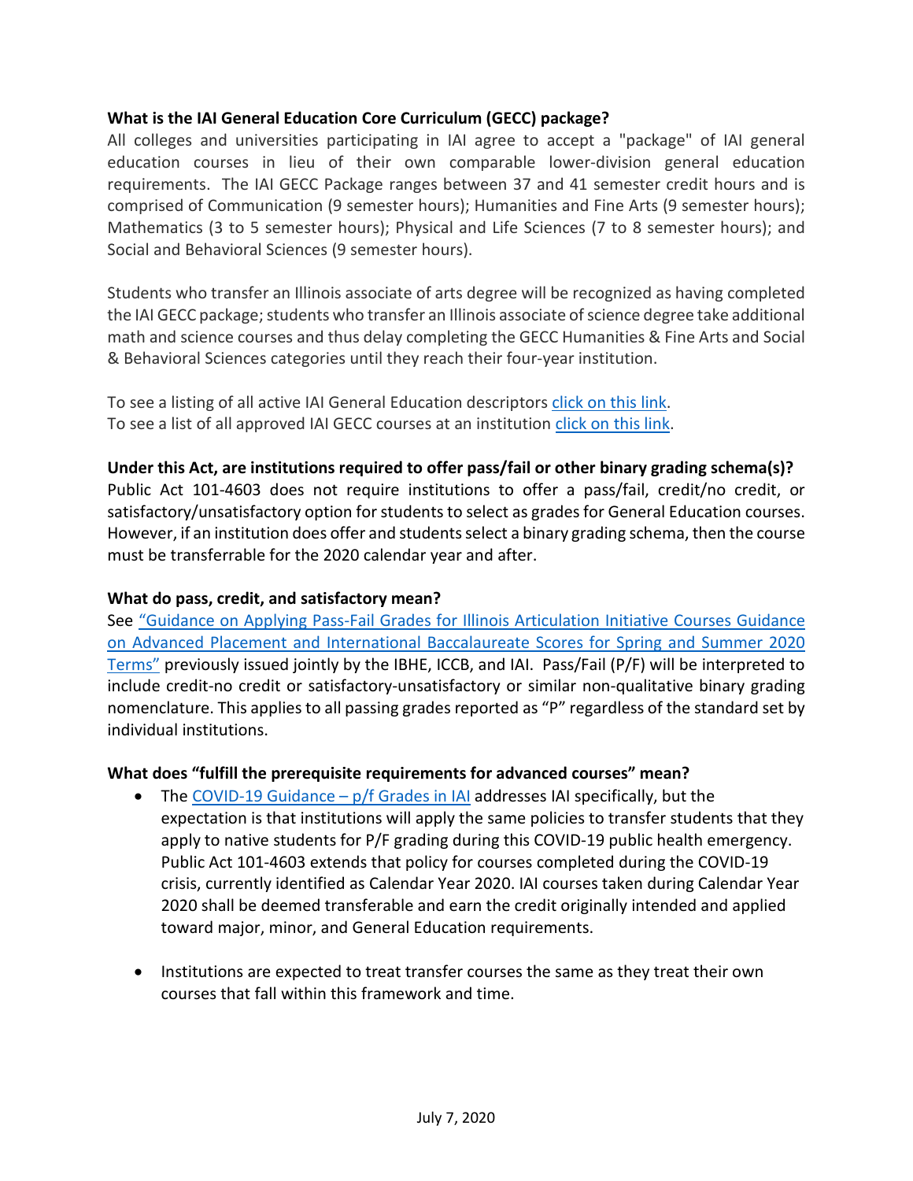**What is the IAI General Education Core Curriculum (GECC) package?**

All colleges and universities participating in IAI agree to accept a "package" of IAI general education courses in lieu of their own comparable lower-division general education requirements. The IAI GECC Package ranges between 37 and 41 semester credit hours and is comprised of Communication (9 semester hours); Humanities and Fine Arts (9 semester hours); Mathematics (3 to 5 semester hours); Physical and Life Sciences (7 to 8 semester hours); and Social and Behavioral Sciences (9 semester hours).

Students who transfer an Illinois associate of arts degree will be recognized as having completed the IAI GECC package; students who transfer an Illinois associate of science degree take additional math and science courses and thus delay completing the GECC Humanities & Fine Arts and Social & Behavioral Sciences categories until they reach their four-year institution.

To see a listing of all active IAI General Education descriptors click on this link.
To see a list of all approved IAI GECC courses at an institution click on this link.

**Under this Act, are institutions required to offer pass/fail or other binary grading schema(s)?**

Public Act 101-4603 does not require institutions to offer a pass/fail, credit/no credit, or satisfactory/unsatisfactory option for students to select as grades for General Education courses. However, if an institution does offer and students select a binary grading schema, then the course must be transferrable for the 2020 calendar year and after.

**What do pass, credit, and satisfactory mean?**

See "Guidance on Applying Pass-Fail Grades for Illinois Articulation Initiative Courses Guidance on Advanced Placement and International Baccalaureate Scores for Spring and Summer 2020 Terms" previously issued jointly by the IBHE, ICCB, and IAI. Pass/Fail (P/F) will be interpreted to include credit-no credit or satisfactory-unsatisfactory or similar non-qualitative binary grading nomenclature. This applies to all passing grades reported as "P" regardless of the standard set by individual institutions.

**What does "fulfill the prerequisite requirements for advanced courses" mean?**

- The COVID-19 Guidance – p/f Grades in IAI addresses IAI specifically, but the expectation is that institutions will apply the same policies to transfer students that they apply to native students for P/F grading during this COVID-19 public health emergency. Public Act 101-4603 extends that policy for courses completed during the COVID-19 crisis, currently identified as Calendar Year 2020. IAI courses taken during Calendar Year 2020 shall be deemed transferable and earn the credit originally intended and applied toward major, minor, and General Education requirements.

- Institutions are expected to treat transfer courses the same as they treat their own courses that fall within this framework and time.

July 7, 2020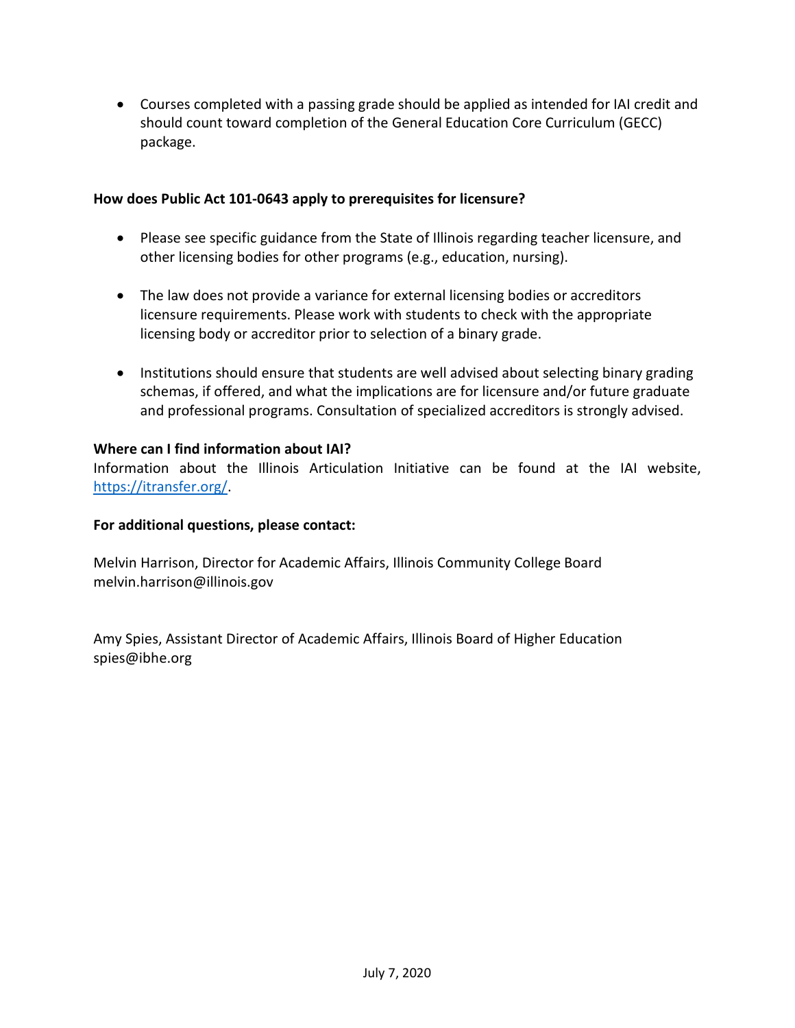- Courses completed with a passing grade should be applied as intended for IAI credit and should count toward completion of the General Education Core Curriculum (GECC) package.

**How does Public Act 101-0643 apply to prerequisites for licensure?**

- Please see specific guidance from the State of Illinois regarding teacher licensure, and other licensing bodies for other programs (e.g., education, nursing).

- The law does not provide a variance for external licensing bodies or accreditors licensure requirements. Please work with students to check with the appropriate licensing body or accreditor prior to selection of a binary grade.

- Institutions should ensure that students are well advised about selecting binary grading schemas, if offered, and what the implications are for licensure and/or future graduate and professional programs. Consultation of specialized accreditors is strongly advised.

**Where can I find information about IAI?**

Information about the Illinois Articulation Initiative can be found at the IAI website, [https://itransfer.org/](https://itransfer.org/).

**For additional questions, please contact:**

Melvin Harrison, Director for Academic Affairs, Illinois Community College Board
melvin.harrison@illinois.gov

Amy Spies, Assistant Director of Academic Affairs, Illinois Board of Higher Education
spies@ibhe.org

July 7, 2020